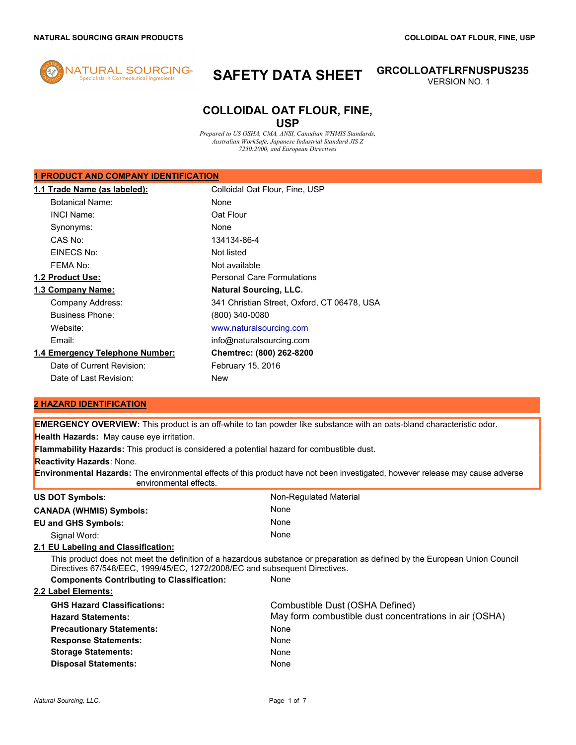# SAFETY DATA SHEET

**GRCOLLOATFLRFNUSPUS235**
VERSION NO. 1

## COLLOIDAL OAT FLOUR, FINE, USP

*Prepared to US OSHA, CMA, ANSI, Canadian WHMIS Standards, Australian WorkSafe, Japanese Industrial Standard JIS Z 7250:2000, and European Directives*

## 1 PRODUCT AND COMPANY IDENTIFICATION

| | |
|---|---|
| **1.1 Trade Name (as labeled):** | Colloidal Oat Flour, Fine, USP |
| Botanical Name: | None |
| INCI Name: | Oat Flour |
| Synonyms: | None |
| CAS No: | 134134-86-4 |
| EINECS No: | Not listed |
| FEMA No: | Not available |
| **1.2 Product Use:** | Personal Care Formulations |
| **1.3 Company Name:** | **Natural Sourcing, LLC.** |
| Company Address: | 341 Christian Street, Oxford, CT 06478, USA |
| Business Phone: | (800) 340-0080 |
| Website: | www.naturalsourcing.com |
| Email: | info@naturalsourcing.com |
| **1.4 Emergency Telephone Number:** | **Chemtrec: (800) 262-8200** |
| Date of Current Revision: | February 15, 2016 |
| Date of Last Revision: | New |

## 2 HAZARD IDENTIFICATION

**EMERGENCY OVERVIEW:** This product is an off-white to tan powder like substance with an oats-bland characteristic odor.

**Health Hazards:** May cause eye irritation.

**Flammability Hazards:** This product is considered a potential hazard for combustible dust.

**Reactivity Hazards**: None.

**Environmental Hazards:** The environmental effects of this product have not been investigated, however release may cause adverse environmental effects.

| | |
|---|---|
| **US DOT Symbols:** | Non-Regulated Material |
| **CANADA (WHMIS) Symbols:** | None |
| **EU and GHS Symbols:** | None |
| Signal Word: | None |

**2.1 EU Labeling and Classification:**

This product does not meet the definition of a hazardous substance or preparation as defined by the European Union Council Directives 67/548/EEC, 1999/45/EC, 1272/2008/EC and subsequent Directives.

**Components Contributing to Classification:** None

**2.2 Label Elements:**

| | |
|---|---|
| **GHS Hazard Classifications:** | Combustible Dust (OSHA Defined) |
| **Hazard Statements:** | May form combustible dust concentrations in air (OSHA) |
| **Precautionary Statements:** | None |
| **Response Statements:** | None |
| **Storage Statements:** | None |
| **Disposal Statements:** | None |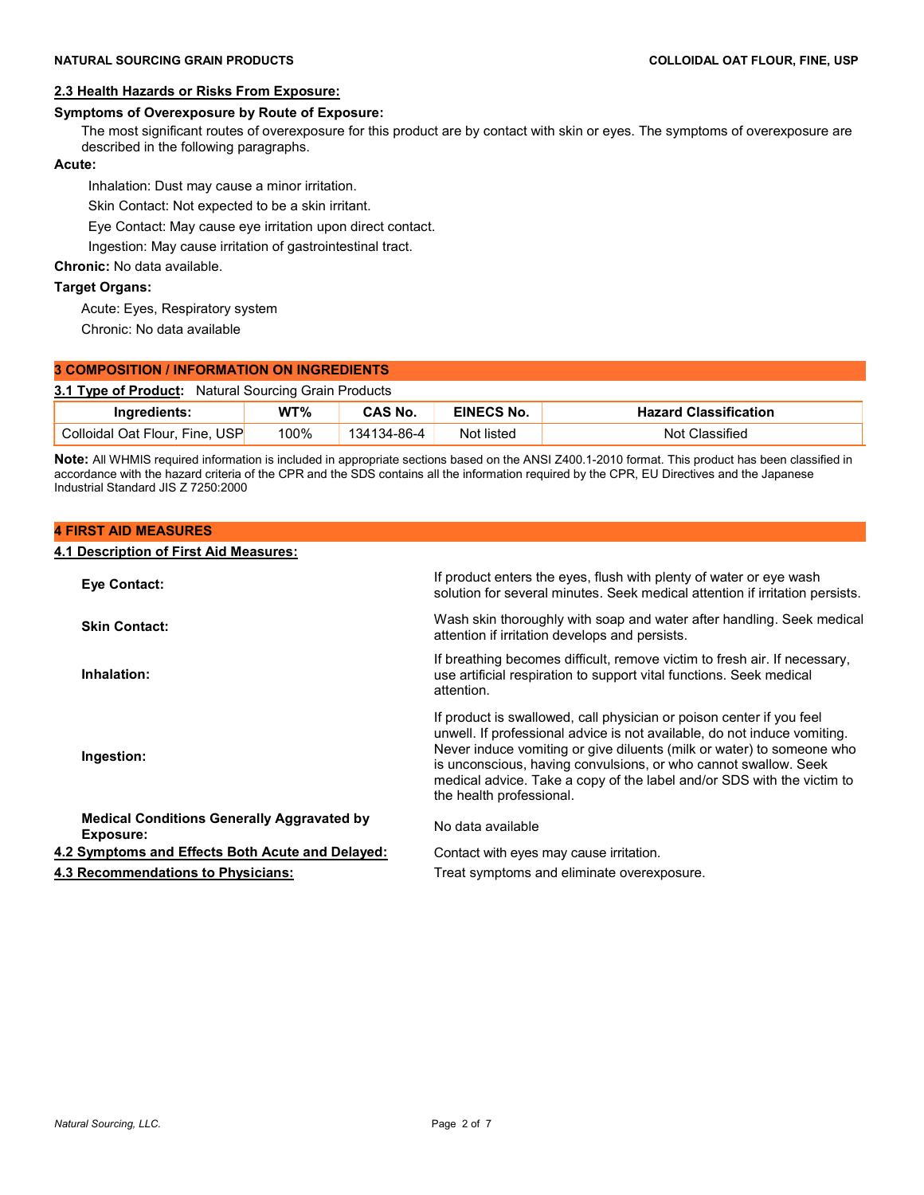### 2.3 Health Hazards or Risks From Exposure:

**Symptoms of Overexposure by Route of Exposure:**

The most significant routes of overexposure for this product are by contact with skin or eyes. The symptoms of overexposure are described in the following paragraphs.

**Acute:**

Inhalation: Dust may cause a minor irritation.

Skin Contact: Not expected to be a skin irritant.

Eye Contact: May cause eye irritation upon direct contact.

Ingestion: May cause irritation of gastrointestinal tract.

**Chronic:** No data available.

**Target Organs:**

Acute: Eyes, Respiratory system

Chronic: No data available

## 3 COMPOSITION / INFORMATION ON INGREDIENTS

**3.1 Type of Product:** Natural Sourcing Grain Products

| Ingredients: | WT% | CAS No. | EINECS No. | Hazard Classification |
|---|---|---|---|---|
| Colloidal Oat Flour, Fine, USP | 100% | 134134-86-4 | Not listed | Not Classified |

**Note:** All WHMIS required information is included in appropriate sections based on the ANSI Z400.1-2010 format. This product has been classified in accordance with the hazard criteria of the CPR and the SDS contains all the information required by the CPR, EU Directives and the Japanese Industrial Standard JIS Z 7250:2000

## 4 FIRST AID MEASURES

### 4.1 Description of First Aid Measures:

**Eye Contact:** If product enters the eyes, flush with plenty of water or eye wash solution for several minutes. Seek medical attention if irritation persists.

**Skin Contact:** Wash skin thoroughly with soap and water after handling. Seek medical attention if irritation develops and persists.

**Inhalation:** If breathing becomes difficult, remove victim to fresh air. If necessary, use artificial respiration to support vital functions. Seek medical attention.

**Ingestion:** If product is swallowed, call physician or poison center if you feel unwell. If professional advice is not available, do not induce vomiting. Never induce vomiting or give diluents (milk or water) to someone who is unconscious, having convulsions, or who cannot swallow. Seek medical advice. Take a copy of the label and/or SDS with the victim to the health professional.

**Medical Conditions Generally Aggravated by Exposure:** No data available

**4.2 Symptoms and Effects Both Acute and Delayed:** Contact with eyes may cause irritation.

**4.3 Recommendations to Physicians:** Treat symptoms and eliminate overexposure.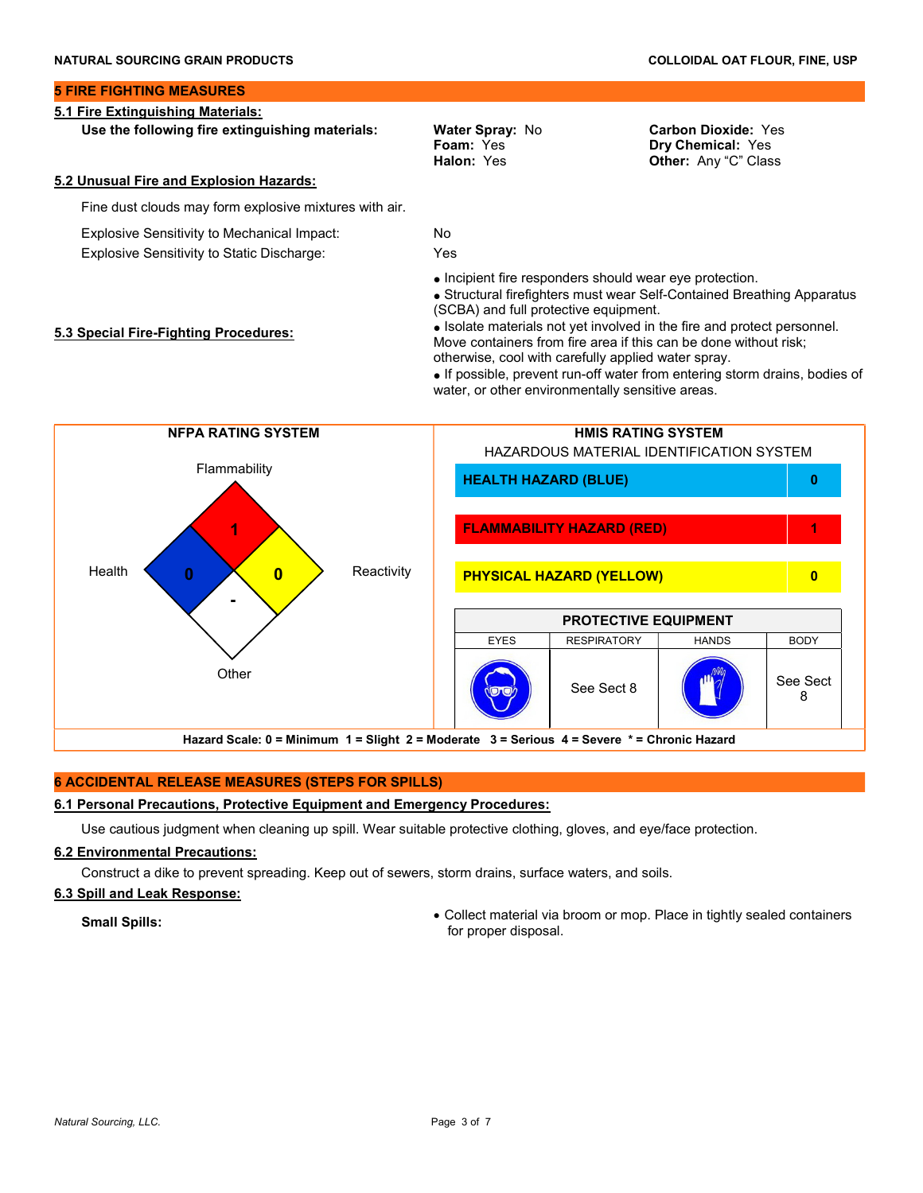## 5 FIRE FIGHTING MEASURES

### 5.1 Fire Extinguishing Materials:

**Use the following fire extinguishing materials:**

| | |
|---|---|
| **Water Spray:** No | **Carbon Dioxide:** Yes |
| **Foam:** Yes | **Dry Chemical:** Yes |
| **Halon:** Yes | **Other:** Any "C" Class |

### 5.2 Unusual Fire and Explosion Hazards:

Fine dust clouds may form explosive mixtures with air.

| | |
|---|---|
| Explosive Sensitivity to Mechanical Impact: | No |
| Explosive Sensitivity to Static Discharge: | Yes |

### 5.3 Special Fire-Fighting Procedures:

- Incipient fire responders should wear eye protection.
- Structural firefighters must wear Self-Contained Breathing Apparatus (SCBA) and full protective equipment.
- Isolate materials not yet involved in the fire and protect personnel. Move containers from fire area if this can be done without risk; otherwise, cool with carefully applied water spray.
- If possible, prevent run-off water from entering storm drains, bodies of water, or other environmentally sensitive areas.

**NFPA RATING SYSTEM**

| Category | Rating |
|---|---|
| Flammability | 1 |
| Health | 0 |
| Reactivity | 0 |
| Other | - |

**HMIS RATING SYSTEM**

HAZARDOUS MATERIAL IDENTIFICATION SYSTEM

| Hazard | Rating |
|---|---|
| HEALTH HAZARD (BLUE) | 0 |
| FLAMMABILITY HAZARD (RED) | 1 |
| PHYSICAL HAZARD (YELLOW) | 0 |

**PROTECTIVE EQUIPMENT**

| EYES | RESPIRATORY | HANDS | BODY |
|---|---|---|---|
| | See Sect 8 | | See Sect 8 |

**Hazard Scale: 0 = Minimum 1 = Slight 2 = Moderate 3 = Serious 4 = Severe * = Chronic Hazard**

## 6 ACCIDENTAL RELEASE MEASURES (STEPS FOR SPILLS)

### 6.1 Personal Precautions, Protective Equipment and Emergency Procedures:

Use cautious judgment when cleaning up spill. Wear suitable protective clothing, gloves, and eye/face protection.

### 6.2 Environmental Precautions:

Construct a dike to prevent spreading. Keep out of sewers, storm drains, surface waters, and soils.

### 6.3 Spill and Leak Response:

**Small Spills:**

- Collect material via broom or mop. Place in tightly sealed containers for proper disposal.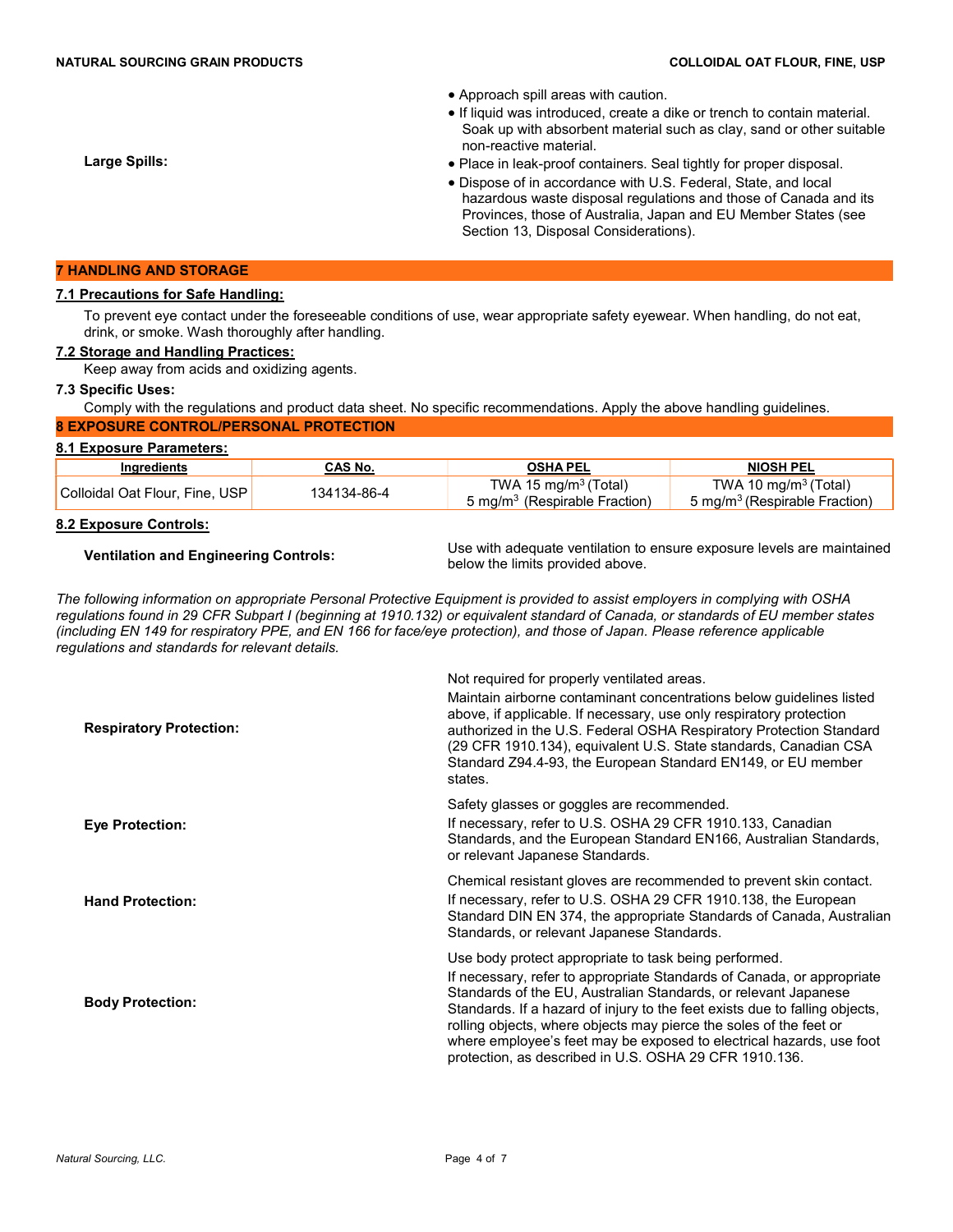**Large Spills:**

- Approach spill areas with caution.
- If liquid was introduced, create a dike or trench to contain material. Soak up with absorbent material such as clay, sand or other suitable non-reactive material.
- Place in leak-proof containers. Seal tightly for proper disposal.
- Dispose of in accordance with U.S. Federal, State, and local hazardous waste disposal regulations and those of Canada and its Provinces, those of Australia, Japan and EU Member States (see Section 13, Disposal Considerations).

## 7 HANDLING AND STORAGE

### 7.1 Precautions for Safe Handling:

To prevent eye contact under the foreseeable conditions of use, wear appropriate safety eyewear. When handling, do not eat, drink, or smoke. Wash thoroughly after handling.

### 7.2 Storage and Handling Practices:

Keep away from acids and oxidizing agents.

### 7.3 Specific Uses:

Comply with the regulations and product data sheet. No specific recommendations. Apply the above handling guidelines.

## 8 EXPOSURE CONTROL/PERSONAL PROTECTION

### 8.1 Exposure Parameters:

| Ingredients | CAS No. | OSHA PEL | NIOSH PEL |
|---|---|---|---|
| Colloidal Oat Flour, Fine, USP | 134134-86-4 | TWA 15 mg/m$^3$ (Total)<br>5 mg/m$^3$ (Respirable Fraction) | TWA 10 mg/m$^3$ (Total)<br>5 mg/m$^3$ (Respirable Fraction) |

### 8.2 Exposure Controls:

**Ventilation and Engineering Controls:** Use with adequate ventilation to ensure exposure levels are maintained below the limits provided above.

*The following information on appropriate Personal Protective Equipment is provided to assist employers in complying with OSHA regulations found in 29 CFR Subpart I (beginning at 1910.132) or equivalent standard of Canada, or standards of EU member states (including EN 149 for respiratory PPE, and EN 166 for face/eye protection), and those of Japan. Please reference applicable regulations and standards for relevant details.*

**Respiratory Protection:**

Not required for properly ventilated areas.

Maintain airborne contaminant concentrations below guidelines listed above, if applicable. If necessary, use only respiratory protection authorized in the U.S. Federal OSHA Respiratory Protection Standard (29 CFR 1910.134), equivalent U.S. State standards, Canadian CSA Standard Z94.4-93, the European Standard EN149, or EU member states.

**Eye Protection:**

Safety glasses or goggles are recommended.

If necessary, refer to U.S. OSHA 29 CFR 1910.133, Canadian Standards, and the European Standard EN166, Australian Standards, or relevant Japanese Standards.

**Hand Protection:**

Chemical resistant gloves are recommended to prevent skin contact.

If necessary, refer to U.S. OSHA 29 CFR 1910.138, the European Standard DIN EN 374, the appropriate Standards of Canada, Australian Standards, or relevant Japanese Standards.

**Body Protection:**

Use body protect appropriate to task being performed.

If necessary, refer to appropriate Standards of Canada, or appropriate Standards of the EU, Australian Standards, or relevant Japanese Standards. If a hazard of injury to the feet exists due to falling objects, rolling objects, where objects may pierce the soles of the feet or where employee's feet may be exposed to electrical hazards, use foot protection, as described in U.S. OSHA 29 CFR 1910.136.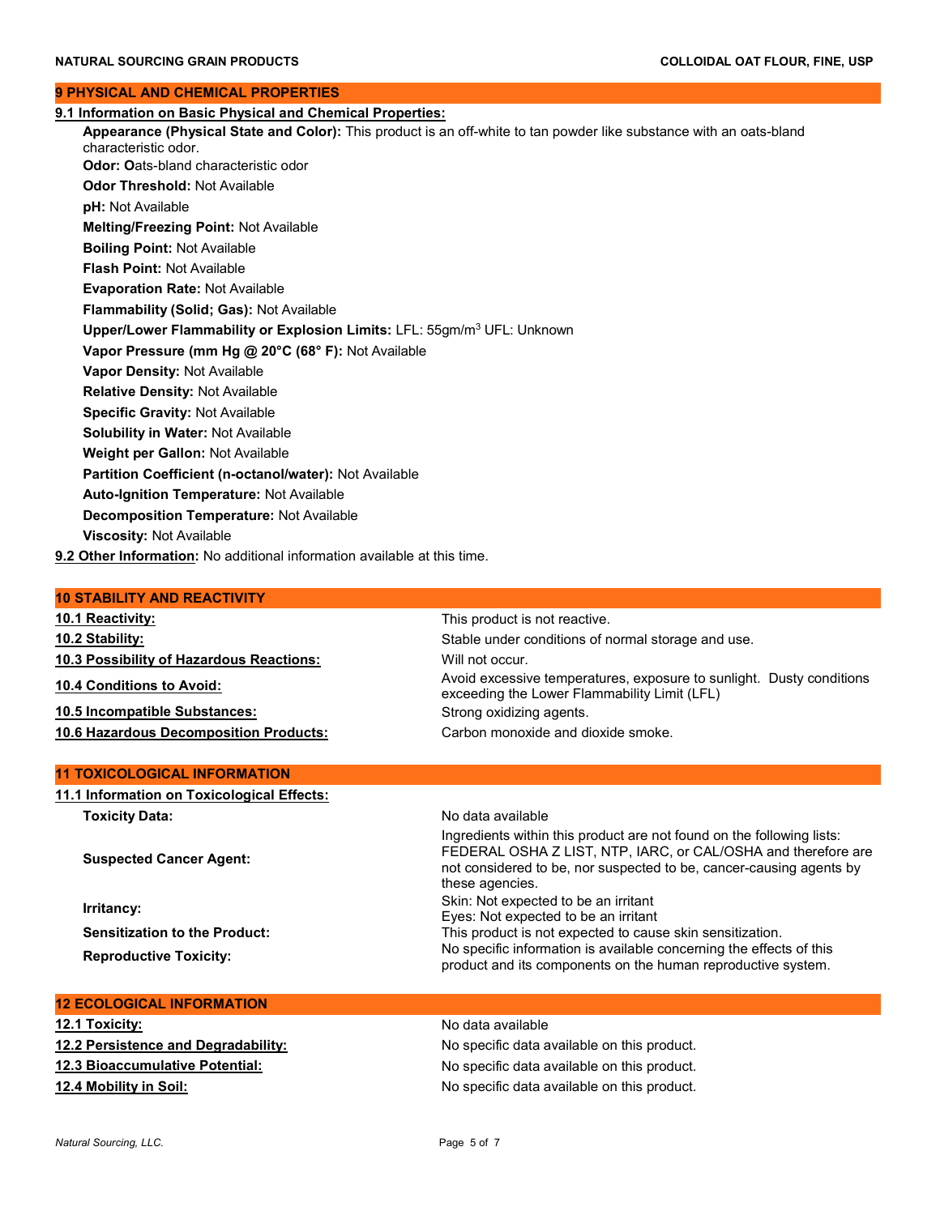## 9 PHYSICAL AND CHEMICAL PROPERTIES

**9.1 Information on Basic Physical and Chemical Properties:**

**Appearance (Physical State and Color):** This product is an off-white to tan powder like substance with an oats-bland characteristic odor.

**Odor: O**ats-bland characteristic odor

**Odor Threshold:** Not Available

**pH:** Not Available

**Melting/Freezing Point:** Not Available

**Boiling Point:** Not Available

**Flash Point:** Not Available

**Evaporation Rate:** Not Available

**Flammability (Solid; Gas):** Not Available

**Upper/Lower Flammability or Explosion Limits:** LFL: 55gm/$m^3$ UFL: Unknown

**Vapor Pressure (mm Hg @ 20°C (68° F):** Not Available

**Vapor Density:** Not Available

**Relative Density:** Not Available

**Specific Gravity:** Not Available

**Solubility in Water:** Not Available

**Weight per Gallon:** Not Available

**Partition Coefficient (n-octanol/water):** Not Available

**Auto-Ignition Temperature:** Not Available

**Decomposition Temperature:** Not Available

**Viscosity:** Not Available

**9.2 Other Information:** No additional information available at this time.

## 10 STABILITY AND REACTIVITY

| | |
|---|---|
| **10.1 Reactivity:** | This product is not reactive. |
| **10.2 Stability:** | Stable under conditions of normal storage and use. |
| **10.3 Possibility of Hazardous Reactions:** | Will not occur. |
| **10.4 Conditions to Avoid:** | Avoid excessive temperatures, exposure to sunlight. Dusty conditions exceeding the Lower Flammability Limit (LFL) |
| **10.5 Incompatible Substances:** | Strong oxidizing agents. |
| **10.6 Hazardous Decomposition Products:** | Carbon monoxide and dioxide smoke. |

## 11 TOXICOLOGICAL INFORMATION

**11.1 Information on Toxicological Effects:**

| | |
|---|---|
| **Toxicity Data:** | No data available |
| **Suspected Cancer Agent:** | Ingredients within this product are not found on the following lists: FEDERAL OSHA Z LIST, NTP, IARC, or CAL/OSHA and therefore are not considered to be, nor suspected to be, cancer-causing agents by these agencies. |
| **Irritancy:** | Skin: Not expected to be an irritant<br>Eyes: Not expected to be an irritant |
| **Sensitization to the Product:** | This product is not expected to cause skin sensitization. |
| **Reproductive Toxicity:** | No specific information is available concerning the effects of this product and its components on the human reproductive system. |

## 12 ECOLOGICAL INFORMATION

| | |
|---|---|
| **12.1 Toxicity:** | No data available |
| **12.2 Persistence and Degradability:** | No specific data available on this product. |
| **12.3 Bioaccumulative Potential:** | No specific data available on this product. |
| **12.4 Mobility in Soil:** | No specific data available on this product. |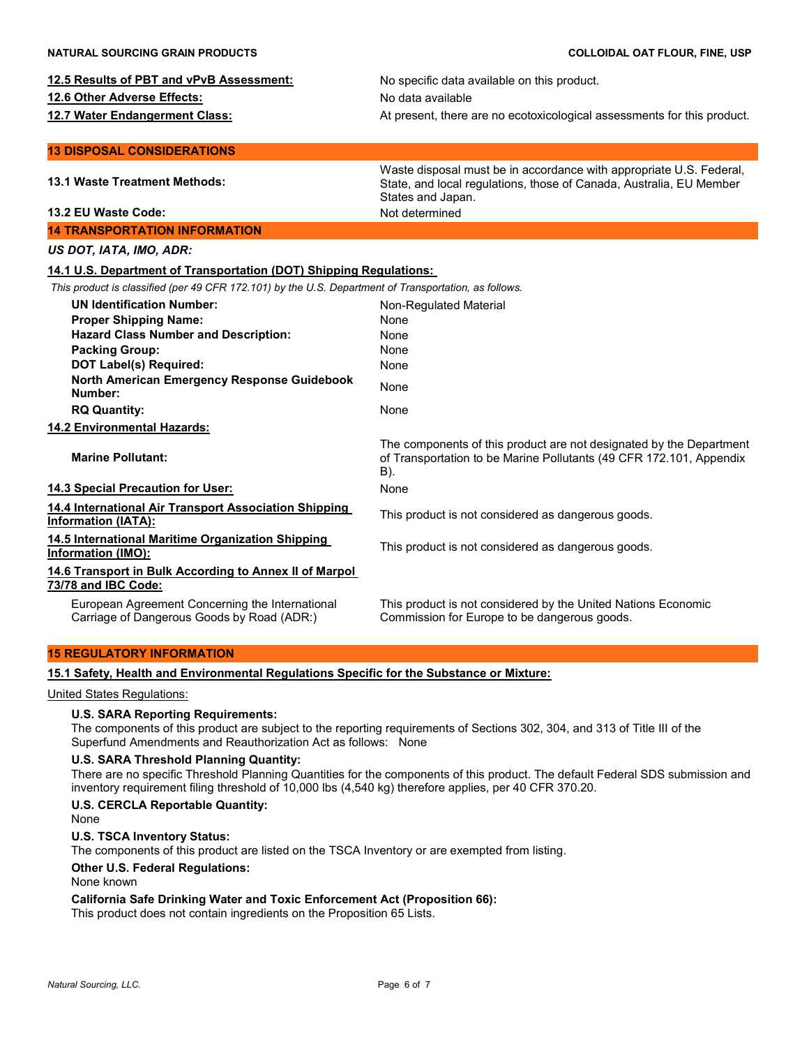**12.5 Results of PBT and vPvB Assessment:** No specific data available on this product.

**12.6 Other Adverse Effects:** No data available

**12.7 Water Endangerment Class:** At present, there are no ecotoxicological assessments for this product.

## 13 DISPOSAL CONSIDERATIONS

| | |
|---|---|
| **13.1 Waste Treatment Methods:** | Waste disposal must be in accordance with appropriate U.S. Federal, State, and local regulations, those of Canada, Australia, EU Member States and Japan. |
| **13.2 EU Waste Code:** | Not determined |

## 14 TRANSPORTATION INFORMATION

***US DOT, IATA, IMO, ADR:***

**14.1 U.S. Department of Transportation (DOT) Shipping Regulations:**

*This product is classified (per 49 CFR 172.101) by the U.S. Department of Transportation, as follows.*

| | |
|---|---|
| **UN Identification Number:** | Non-Regulated Material |
| **Proper Shipping Name:** | None |
| **Hazard Class Number and Description:** | None |
| **Packing Group:** | None |
| **DOT Label(s) Required:** | None |
| **North American Emergency Response Guidebook Number:** | None |
| **RQ Quantity:** | None |

**14.2 Environmental Hazards:**

| | |
|---|---|
| **Marine Pollutant:** | The components of this product are not designated by the Department of Transportation to be Marine Pollutants (49 CFR 172.101, Appendix B). |
| **14.3 Special Precaution for User:** | None |
| **14.4 International Air Transport Association Shipping Information (IATA):** | This product is not considered as dangerous goods. |
| **14.5 International Maritime Organization Shipping Information (IMO):** | This product is not considered as dangerous goods. |

**14.6 Transport in Bulk According to Annex II of Marpol 73/78 and IBC Code:**

| | |
|---|---|
| European Agreement Concerning the International Carriage of Dangerous Goods by Road (ADR:) | This product is not considered by the United Nations Economic Commission for Europe to be dangerous goods. |

## 15 REGULATORY INFORMATION

**15.1 Safety, Health and Environmental Regulations Specific for the Substance or Mixture:**

United States Regulations:

**U.S. SARA Reporting Requirements:**
The components of this product are subject to the reporting requirements of Sections 302, 304, and 313 of Title III of the Superfund Amendments and Reauthorization Act as follows: None

**U.S. SARA Threshold Planning Quantity:**
There are no specific Threshold Planning Quantities for the components of this product. The default Federal SDS submission and inventory requirement filing threshold of 10,000 lbs (4,540 kg) therefore applies, per 40 CFR 370.20.

**U.S. CERCLA Reportable Quantity:**
None

**U.S. TSCA Inventory Status:**
The components of this product are listed on the TSCA Inventory or are exempted from listing.

**Other U.S. Federal Regulations:**
None known

**California Safe Drinking Water and Toxic Enforcement Act (Proposition 66):**
This product does not contain ingredients on the Proposition 65 Lists.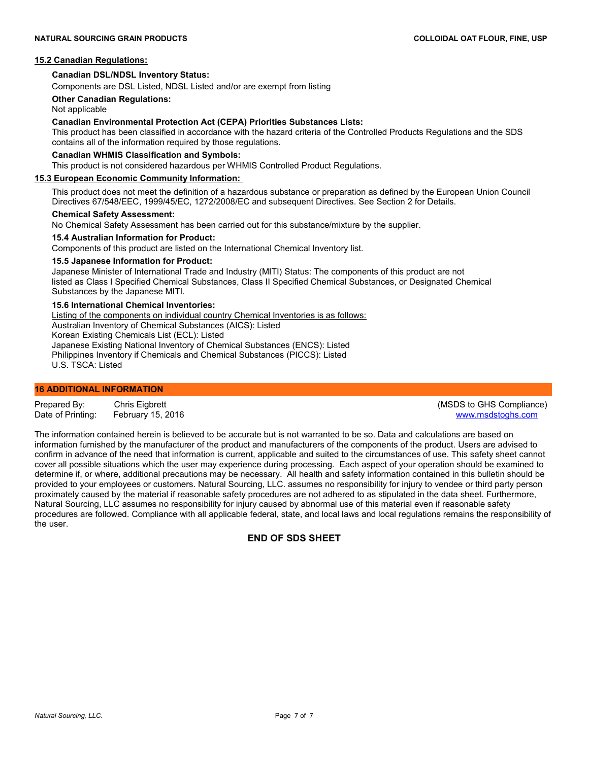## 15.2 Canadian Regulations:

**Canadian DSL/NDSL Inventory Status:**

Components are DSL Listed, NDSL Listed and/or are exempt from listing

**Other Canadian Regulations:**

Not applicable

**Canadian Environmental Protection Act (CEPA) Priorities Substances Lists:**

This product has been classified in accordance with the hazard criteria of the Controlled Products Regulations and the SDS contains all of the information required by those regulations.

**Canadian WHMIS Classification and Symbols:**

This product is not considered hazardous per WHMIS Controlled Product Regulations.

## 15.3 European Economic Community Information:

This product does not meet the definition of a hazardous substance or preparation as defined by the European Union Council Directives 67/548/EEC, 1999/45/EC, 1272/2008/EC and subsequent Directives. See Section 2 for Details.

**Chemical Safety Assessment:**

No Chemical Safety Assessment has been carried out for this substance/mixture by the supplier.

**15.4 Australian Information for Product:**

Components of this product are listed on the International Chemical Inventory list.

**15.5 Japanese Information for Product:**

Japanese Minister of International Trade and Industry (MITI) Status: The components of this product are not listed as Class I Specified Chemical Substances, Class II Specified Chemical Substances, or Designated Chemical Substances by the Japanese MITI.

**15.6 International Chemical Inventories:**

Listing of the components on individual country Chemical Inventories is as follows:

Australian Inventory of Chemical Substances (AICS): Listed
Korean Existing Chemicals List (ECL): Listed
Japanese Existing National Inventory of Chemical Substances (ENCS): Listed
Philippines Inventory if Chemicals and Chemical Substances (PICCS): Listed
U.S. TSCA: Listed

## 16 ADDITIONAL INFORMATION

Prepared By: Chris Eigbrett
Date of Printing: February 15, 2016

(MSDS to GHS Compliance)
www.msdstoghs.com

The information contained herein is believed to be accurate but is not warranted to be so. Data and calculations are based on information furnished by the manufacturer of the product and manufacturers of the components of the product. Users are advised to confirm in advance of the need that information is current, applicable and suited to the circumstances of use. This safety sheet cannot cover all possible situations which the user may experience during processing. Each aspect of your operation should be examined to determine if, or where, additional precautions may be necessary. All health and safety information contained in this bulletin should be provided to your employees or customers. Natural Sourcing, LLC. assumes no responsibility for injury to vendee or third party person proximately caused by the material if reasonable safety procedures are not adhered to as stipulated in the data sheet. Furthermore, Natural Sourcing, LLC assumes no responsibility for injury caused by abnormal use of this material even if reasonable safety procedures are followed. Compliance with all applicable federal, state, and local laws and local regulations remains the responsibility of the user.

**END OF SDS SHEET**